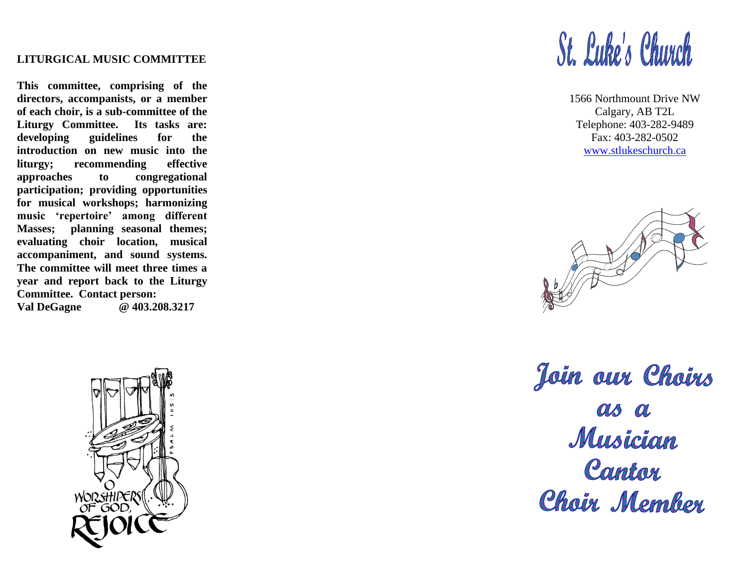## LITURGICAL MUSIC COMMITTEE

**This committee, comprising of the directors, accompanists, or a member of each choir, is a sub-committee of the Liturgy Committee. Its tasks are: developing guidelines for the introduction on new music into the liturgy; recommending effective approaches to congregational participation; providing opportunities for musical workshops; harmonizing music 'repertoire' among different Masses; planning seasonal themes; evaluating choir location, musical accompaniment, and sound systems. The committee will meet three times a year and report back to the Liturgy Committee. Contact person:**
**Val DeGagne @ 403.208.3217**

# St. Luke's Church

1566 Northmount Drive NW
Calgary, AB T2L
Telephone: 403-282-9489
Fax: 403-282-0502
www.stlukeschurch.ca

# Join our Choirs as a Musician Cantor Choir Member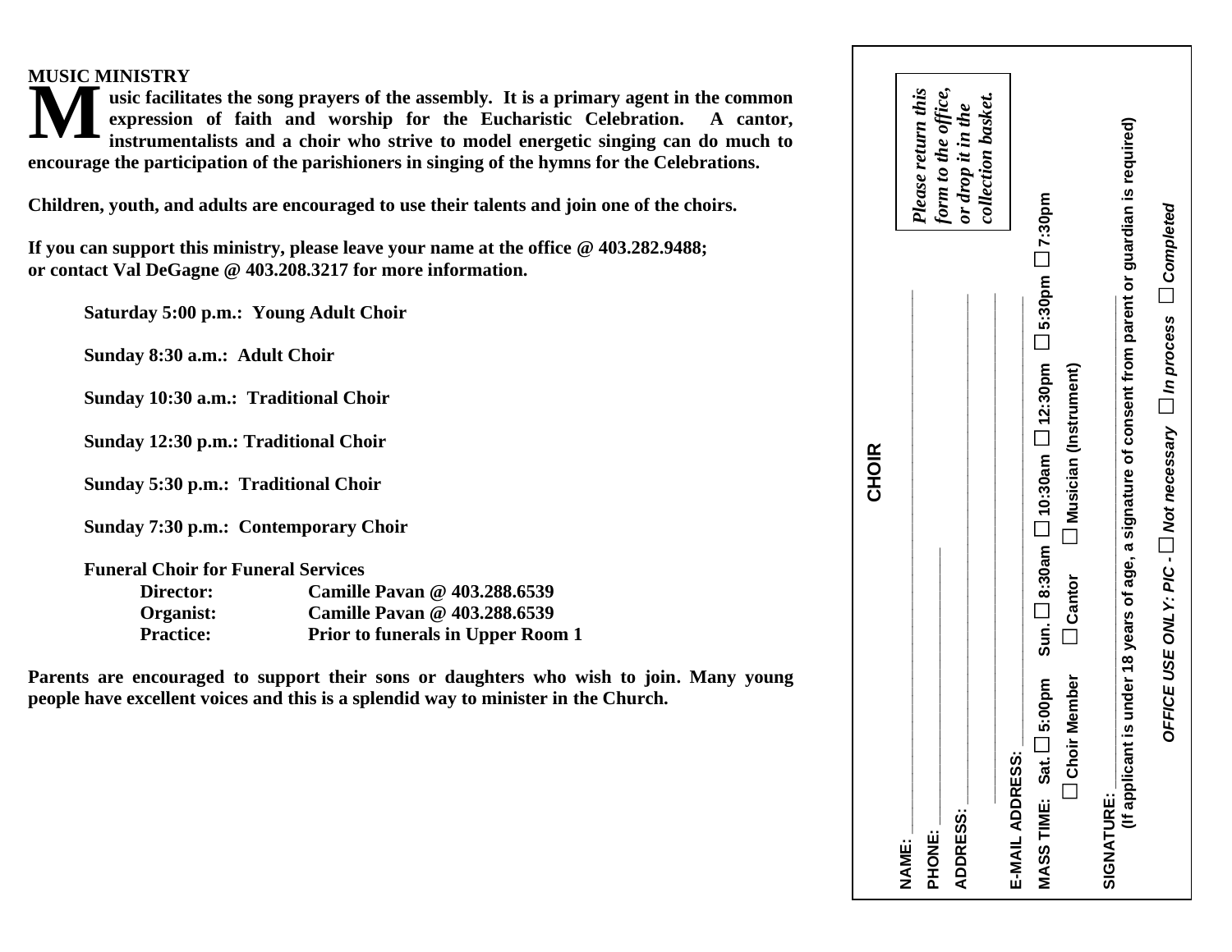## MUSIC MINISTRY

**Music facilitates the song prayers of the assembly. It is a primary agent in the common expression of faith and worship for the Eucharistic Celebration. A cantor, instrumentalists and a choir who strive to model energetic singing can do much to encourage the participation of the parishioners in singing of the hymns for the Celebrations.**

**Children, youth, and adults are encouraged to use their talents and join one of the choirs.**

**If you can support this ministry, please leave your name at the office @ 403.282.9488; or contact Val DeGagne @ 403.208.3217 for more information.**

**Saturday 5:00 p.m.: Young Adult Choir**

**Sunday 8:30 a.m.: Adult Choir**

**Sunday 10:30 a.m.: Traditional Choir**

**Sunday 12:30 p.m.: Traditional Choir**

**Sunday 5:30 p.m.: Traditional Choir**

**Sunday 7:30 p.m.: Contemporary Choir**

**Funeral Choir for Funeral Services**

| | |
|---|---|
| **Director:** | **Camille Pavan @ 403.288.6539** |
| **Organist:** | **Camille Pavan @ 403.288.6539** |
| **Practice:** | **Prior to funerals in Upper Room 1** |

**Parents are encouraged to support their sons or daughters who wish to join. Many young people have excellent voices and this is a splendid way to minister in the Church.**

---

## CHOIR

*Please return this form to the office, or drop it in the collection basket.*

**NAME:** ____________________

**PHONE:** ____________________

**ADDRESS:** ____________________

____________________

**E-MAIL ADDRESS:** ____________________

**MASS TIME: Sat.** ☐ **5:00pm Sun.** ☐ **8:30am** ☐ **10:30am** ☐ **12:30pm** ☐ **5:30pm** ☐ **7:30pm**

☐ **Choir Member** ☐ **Cantor** ☐ **Musician (Instrument)**

**SIGNATURE:** ____________________

**(If applicant is under 18 years of age, a signature of consent from parent or guardian is required)**

***OFFICE USE ONLY: PIC -*** ☐ ***Not necessary*** ☐ ***In process*** ☐ ***Completed***